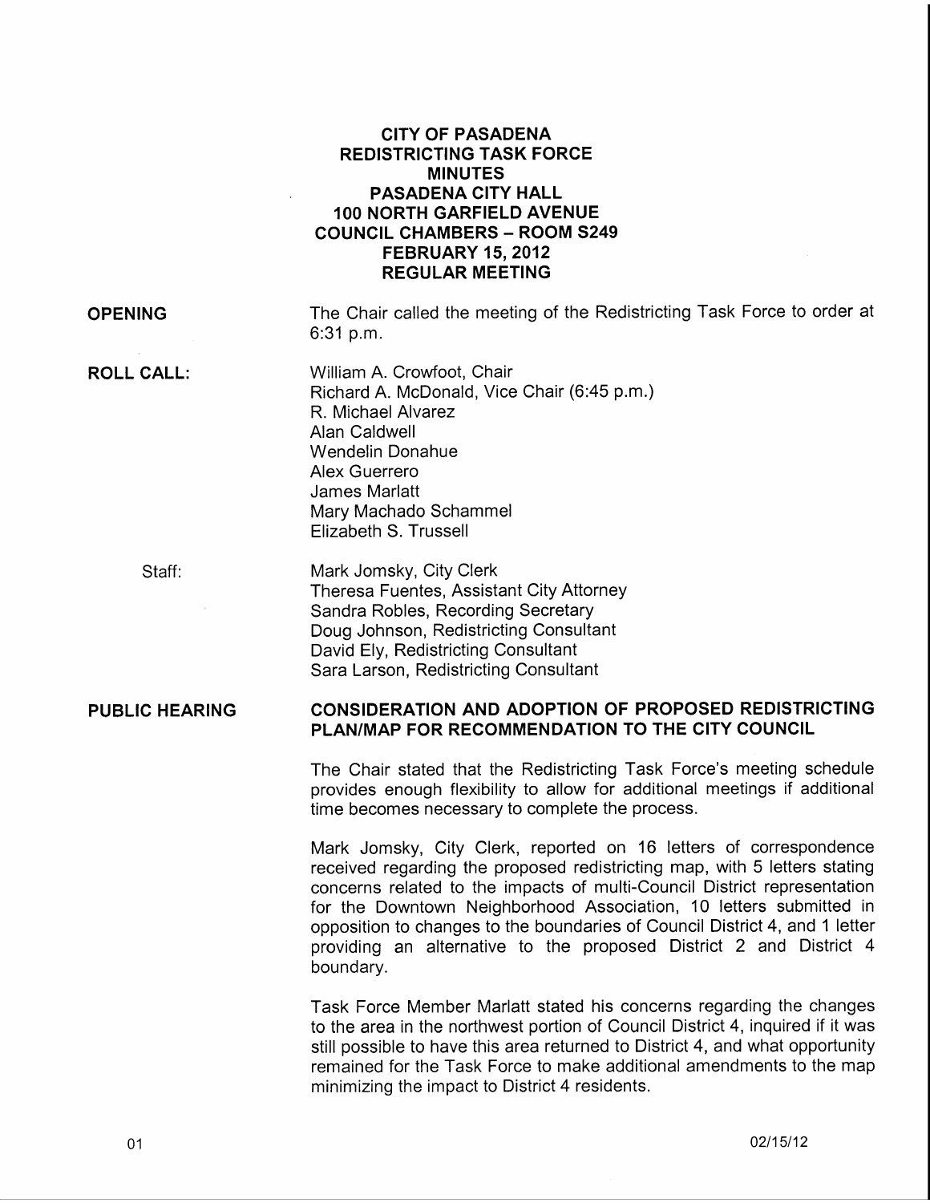# CITY OF PASADENA
## REDISTRICTING TASK FORCE
## MINUTES
## PASADENA CITY HALL
## 100 NORTH GARFIELD AVENUE
## COUNCIL CHAMBERS – ROOM S249
## FEBRUARY 15, 2012
## REGULAR MEETING

**OPENING**

The Chair called the meeting of the Redistricting Task Force to order at 6:31 p.m.

**ROLL CALL:**

William A. Crowfoot, Chair
Richard A. McDonald, Vice Chair (6:45 p.m.)
R. Michael Alvarez
Alan Caldwell
Wendelin Donahue
Alex Guerrero
James Marlatt
Mary Machado Schammel
Elizabeth S. Trussell

Staff:

Mark Jomsky, City Clerk
Theresa Fuentes, Assistant City Attorney
Sandra Robles, Recording Secretary
Doug Johnson, Redistricting Consultant
David Ely, Redistricting Consultant
Sara Larson, Redistricting Consultant

**PUBLIC HEARING**

**CONSIDERATION AND ADOPTION OF PROPOSED REDISTRICTING PLAN/MAP FOR RECOMMENDATION TO THE CITY COUNCIL**

The Chair stated that the Redistricting Task Force's meeting schedule provides enough flexibility to allow for additional meetings if additional time becomes necessary to complete the process.

Mark Jomsky, City Clerk, reported on 16 letters of correspondence received regarding the proposed redistricting map, with 5 letters stating concerns related to the impacts of multi-Council District representation for the Downtown Neighborhood Association, 10 letters submitted in opposition to changes to the boundaries of Council District 4, and 1 letter providing an alternative to the proposed District 2 and District 4 boundary.

Task Force Member Marlatt stated his concerns regarding the changes to the area in the northwest portion of Council District 4, inquired if it was still possible to have this area returned to District 4, and what opportunity remained for the Task Force to make additional amendments to the map minimizing the impact to District 4 residents.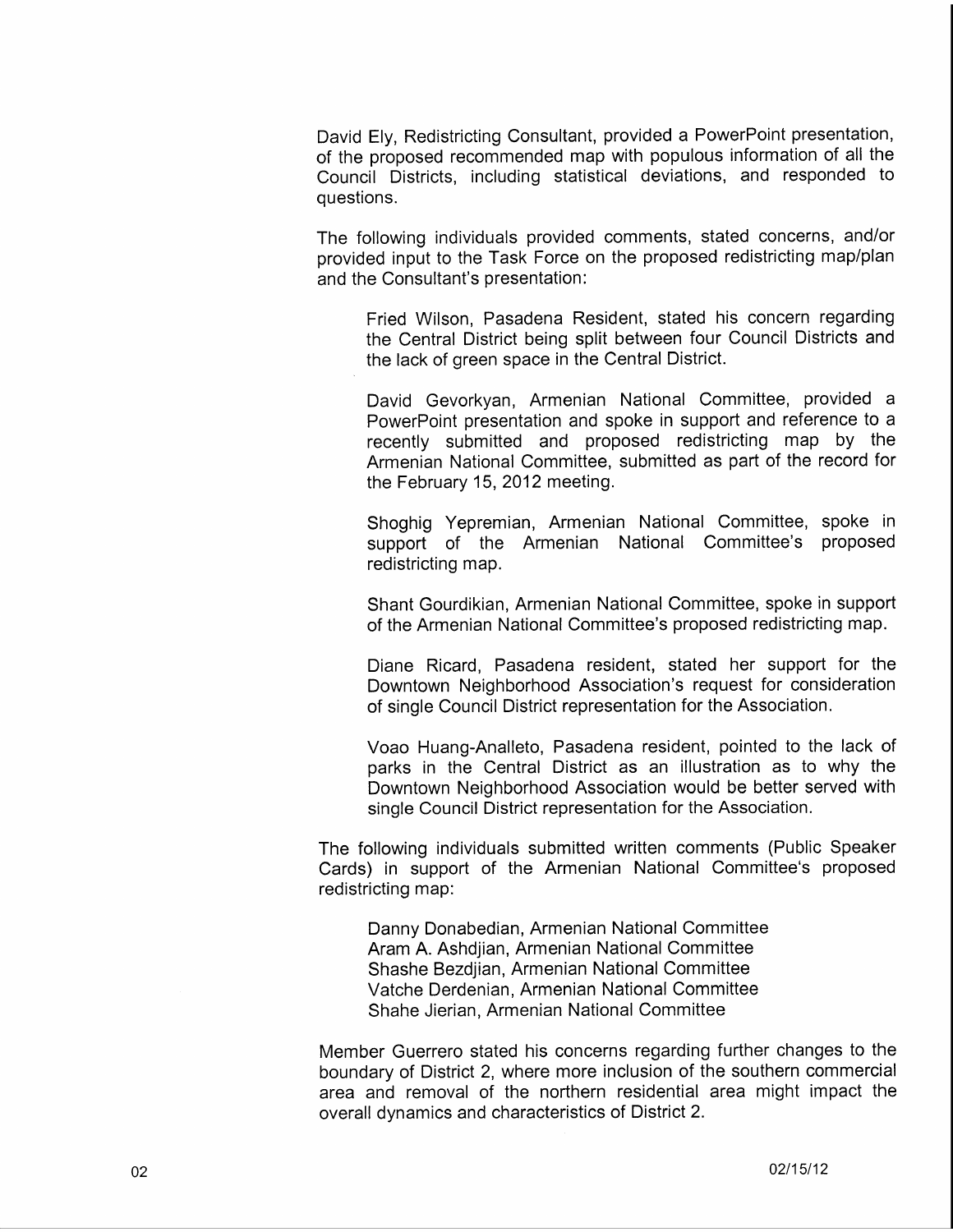David Ely, Redistricting Consultant, provided a PowerPoint presentation, of the proposed recommended map with populous information of all the Council Districts, including statistical deviations, and responded to questions.

The following individuals provided comments, stated concerns, and/or provided input to the Task Force on the proposed redistricting map/plan and the Consultant's presentation:

Fried Wilson, Pasadena Resident, stated his concern regarding the Central District being split between four Council Districts and the lack of green space in the Central District.

David Gevorkyan, Armenian National Committee, provided a PowerPoint presentation and spoke in support and reference to a recently submitted and proposed redistricting map by the Armenian National Committee, submitted as part of the record for the February 15, 2012 meeting.

Shoghig Yepremian, Armenian National Committee, spoke in support of the Armenian National Committee's proposed redistricting map.

Shant Gourdikian, Armenian National Committee, spoke in support of the Armenian National Committee's proposed redistricting map.

Diane Ricard, Pasadena resident, stated her support for the Downtown Neighborhood Association's request for consideration of single Council District representation for the Association.

Voao Huang-Analleto, Pasadena resident, pointed to the lack of parks in the Central District as an illustration as to why the Downtown Neighborhood Association would be better served with single Council District representation for the Association.

The following individuals submitted written comments (Public Speaker Cards) in support of the Armenian National Committee's proposed redistricting map:

Danny Donabedian, Armenian National Committee
Aram A. Ashdjian, Armenian National Committee
Shashe Bezdjian, Armenian National Committee
Vatche Derdenian, Armenian National Committee
Shahe Jierian, Armenian National Committee

Member Guerrero stated his concerns regarding further changes to the boundary of District 2, where more inclusion of the southern commercial area and removal of the northern residential area might impact the overall dynamics and characteristics of District 2.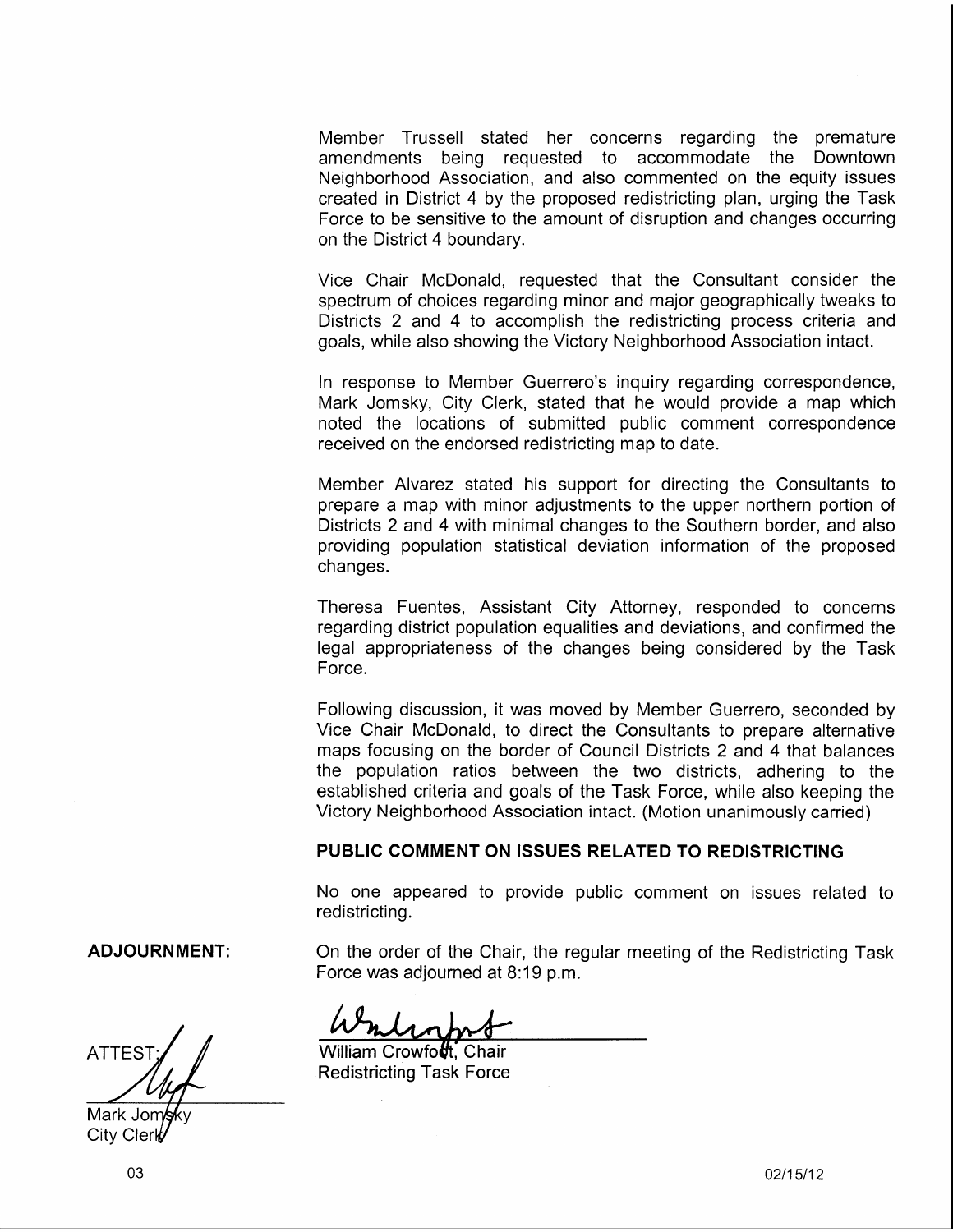Member Trussell stated her concerns regarding the premature amendments being requested to accommodate the Downtown Neighborhood Association, and also commented on the equity issues created in District 4 by the proposed redistricting plan, urging the Task Force to be sensitive to the amount of disruption and changes occurring on the District 4 boundary.

Vice Chair McDonald, requested that the Consultant consider the spectrum of choices regarding minor and major geographically tweaks to Districts 2 and 4 to accomplish the redistricting process criteria and goals, while also showing the Victory Neighborhood Association intact.

In response to Member Guerrero's inquiry regarding correspondence, Mark Jomsky, City Clerk, stated that he would provide a map which noted the locations of submitted public comment correspondence received on the endorsed redistricting map to date.

Member Alvarez stated his support for directing the Consultants to prepare a map with minor adjustments to the upper northern portion of Districts 2 and 4 with minimal changes to the Southern border, and also providing population statistical deviation information of the proposed changes.

Theresa Fuentes, Assistant City Attorney, responded to concerns regarding district population equalities and deviations, and confirmed the legal appropriateness of the changes being considered by the Task Force.

Following discussion, it was moved by Member Guerrero, seconded by Vice Chair McDonald, to direct the Consultants to prepare alternative maps focusing on the border of Council Districts 2 and 4 that balances the population ratios between the two districts, adhering to the established criteria and goals of the Task Force, while also keeping the Victory Neighborhood Association intact. (Motion unanimously carried)

**PUBLIC COMMENT ON ISSUES RELATED TO REDISTRICTING**

No one appeared to provide public comment on issues related to redistricting.

**ADJOURNMENT:**

On the order of the Chair, the regular meeting of the Redistricting Task Force was adjourned at 8:19 p.m.

William Crowfoot, Chair
Redistricting Task Force

ATTEST:

Mark Jomsky
City Clerk

03

02/15/12